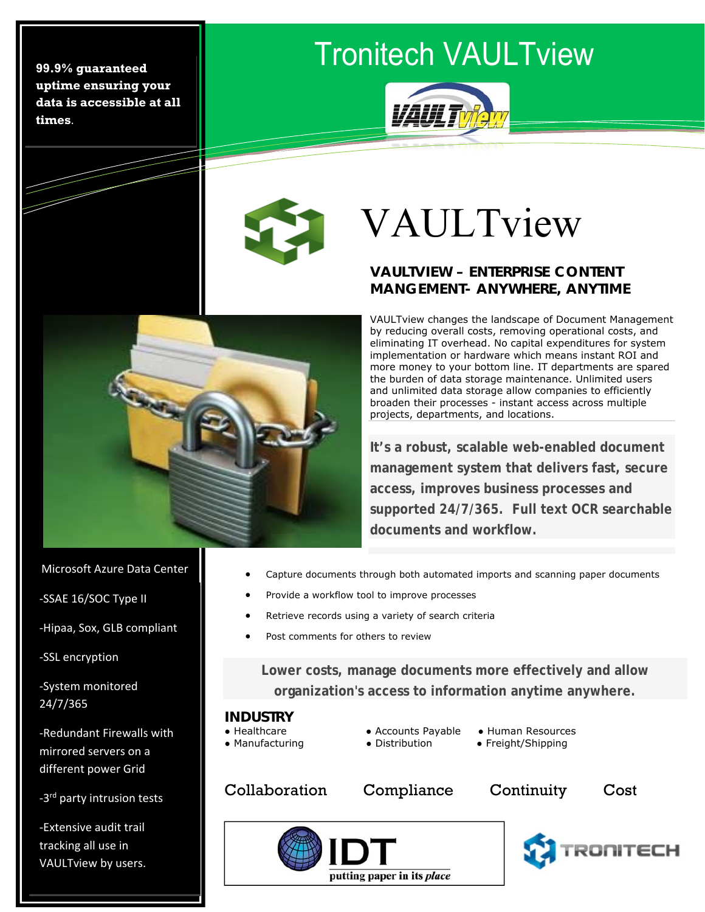# Tronitech VAULTview

**99.9% guaranteed uptime ensuring your data is accessible at all times.**

# VAULTview

## VAULTVIEW – ENTERPRISE CONTENT MANGEMENT- ANYWHERE, ANYTIME

VAULTview changes the landscape of Document Management by reducing overall costs, removing operational costs, and eliminating IT overhead. No capital expenditures for system implementation or hardware which means instant ROI and more money to your bottom line. IT departments are spared the burden of data storage maintenance. Unlimited users and unlimited data storage allow companies to efficiently broaden their processes - instant access across multiple projects, departments, and locations.

**It's a robust, scalable web-enabled document management system that delivers fast, secure access, improves business processes and supported 24/7/365. Full text OCR searchable documents and workflow.**

- Capture documents through both automated imports and scanning paper documents
- Provide a workflow tool to improve processes
- Retrieve records using a variety of search criteria
- Post comments for others to review

**Lower costs, manage documents more effectively and allow organization's access to information anytime anywhere.**

Microsoft Azure Data Center

-SSAE 16/SOC Type II

-Hipaa, Sox, GLB compliant

-SSL encryption

-System monitored 24/7/365

-Redundant Firewalls with mirrored servers on a different power Grid

-3rd party intrusion tests

-Extensive audit trail tracking all use in VAULTview by users.

### INDUSTRY

- Healthcare
- Manufacturing
- Accounts Payable
- Distribution
- Human Resources
- Freight/Shipping

Collaboration Compliance Continuity Cost

IDT putting paper in its *place*

TRONITECH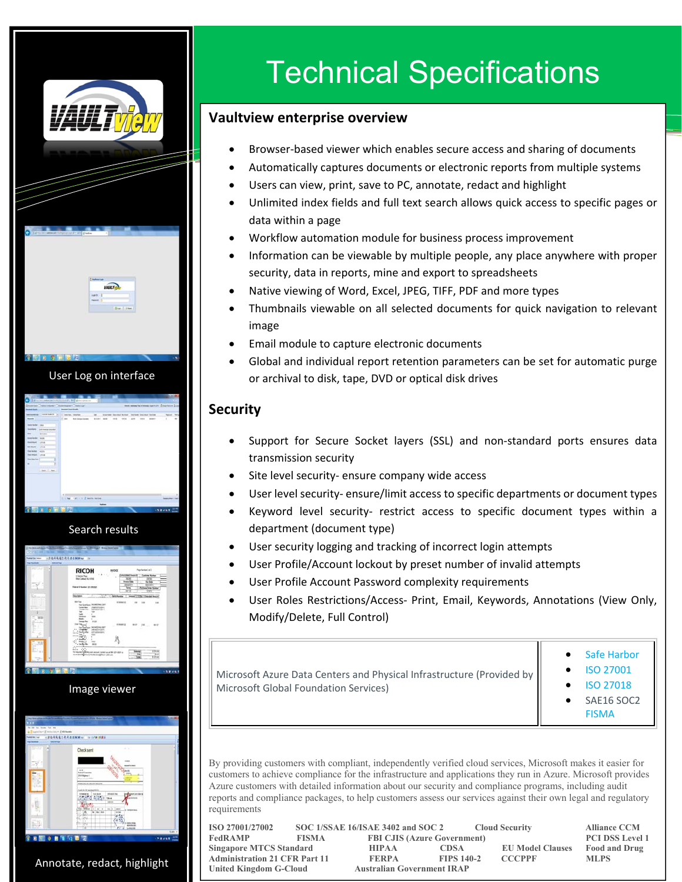# Technical Specifications

## Vaultview enterprise overview

- Browser-based viewer which enables secure access and sharing of documents
- Automatically captures documents or electronic reports from multiple systems
- Users can view, print, save to PC, annotate, redact and highlight
- Unlimited index fields and full text search allows quick access to specific pages or data within a page
- Workflow automation module for business process improvement
- Information can be viewable by multiple people, any place anywhere with proper security, data in reports, mine and export to spreadsheets
- Native viewing of Word, Excel, JPEG, TIFF, PDF and more types
- Thumbnails viewable on all selected documents for quick navigation to relevant image
- Email module to capture electronic documents
- Global and individual report retention parameters can be set for automatic purge or archival to disk, tape, DVD or optical disk drives

## Security

- Support for Secure Socket layers (SSL) and non-standard ports ensures data transmission security
- Site level security- ensure company wide access
- User level security- ensure/limit access to specific departments or document types
- Keyword level security- restrict access to specific document types within a department (document type)
- User security logging and tracking of incorrect login attempts
- User Profile/Account lockout by preset number of invalid attempts
- User Profile Account Password complexity requirements
- User Roles Restrictions/Access- Print, Email, Keywords, Annotations (View Only, Modify/Delete, Full Control)

| | |
|---|---|
| Microsoft Azure Data Centers and Physical Infrastructure (Provided by Microsoft Global Foundation Services) | • Safe Harbor<br>• ISO 27001<br>• ISO 27018<br>• SAE16 SOC2<br>FISMA |

By providing customers with compliant, independently verified cloud services, Microsoft makes it easier for customers to achieve compliance for the infrastructure and applications they run in Azure. Microsoft provides Azure customers with detailed information about our security and compliance programs, including audit reports and compliance packages, to help customers assess our services against their own legal and regulatory requirements

**ISO 27001/27002** **SOC 1/SSAE 16/ISAE 3402 and SOC 2** **Cloud Security** **Alliance CCM**
**FedRAMP** **FISMA** **FBI CJIS (Azure Government)** **PCI DSS Level 1**
**Singapore MTCS Standard** **HIPAA** **CDSA** **EU Model Clauses** **Food and Drug**
**Administration 21 CFR Part 11** **FERPA** **FIPS 140-2** **CCCPPF** **MLPS**
**United Kingdom G-Cloud** **Australian Government IRAP**

User Log on interface

Search results

Image viewer

Annotate, redact, highlight